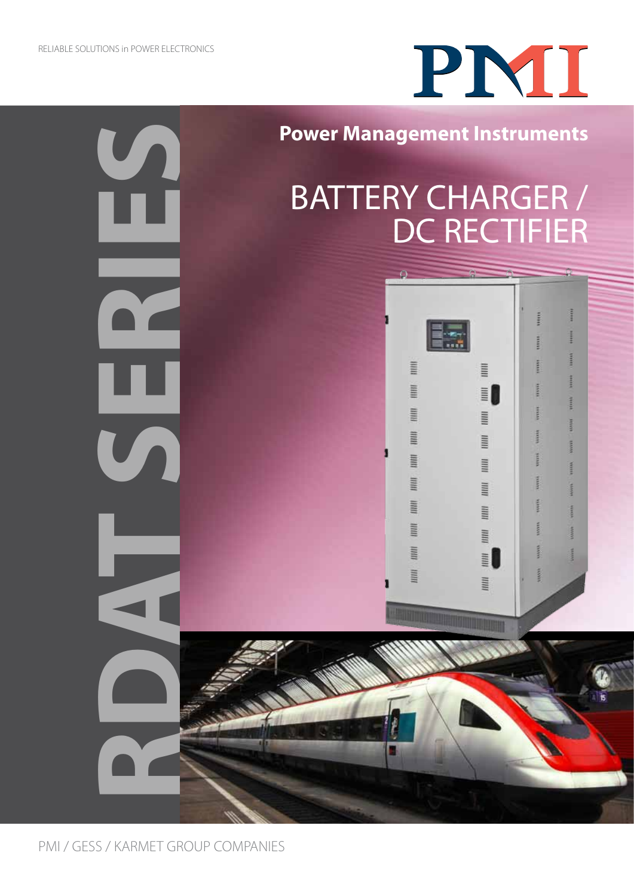RELIABLE SOLUTIONS in POWER ELECTRONICS

PMI

**Power Management Instruments**

# BATTERY CHARGER / DC RECTIFIER

# RDAT SERIES

PMI / GESS / KARMET GROUP COMPANIES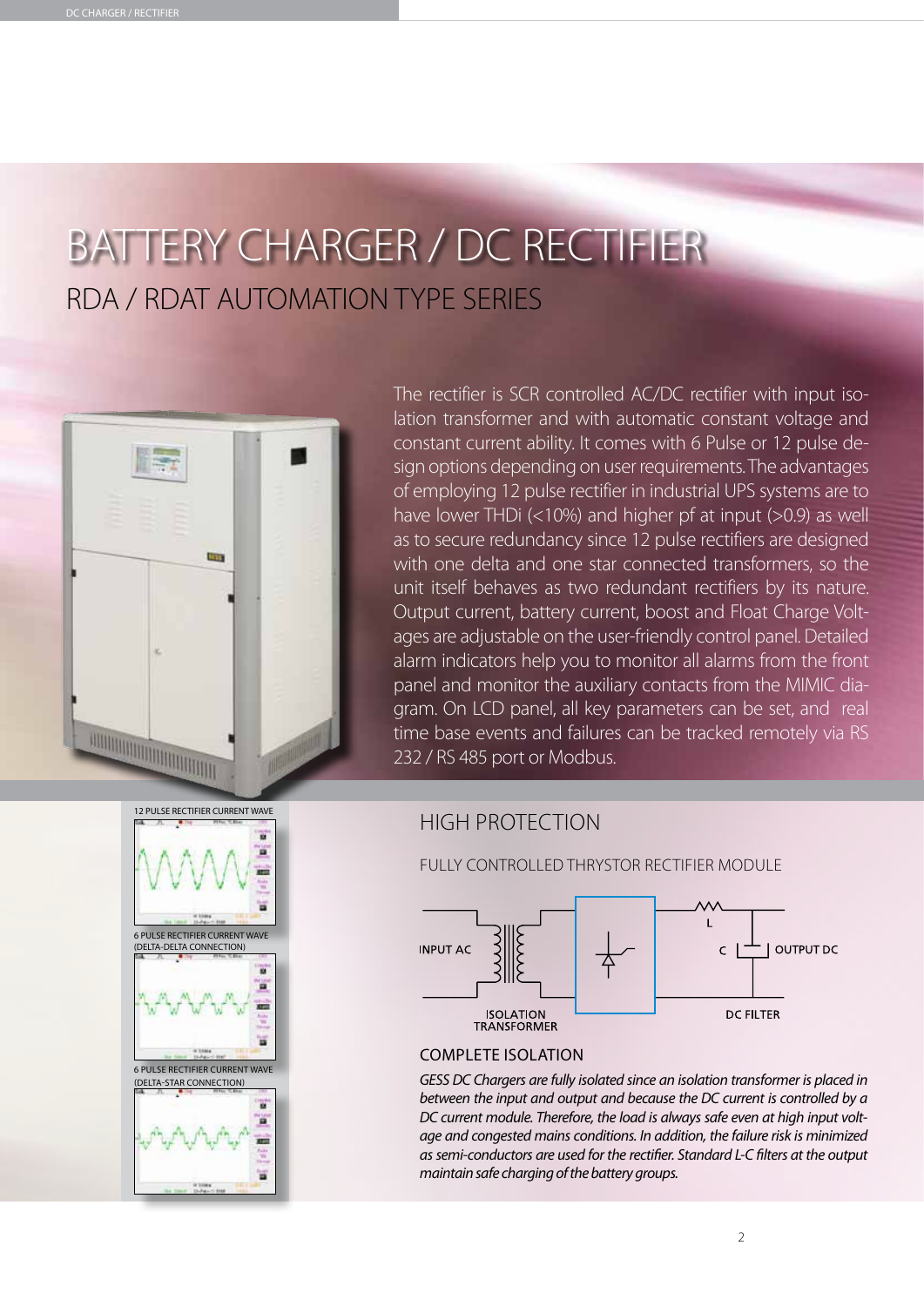# BATTERY CHARGER / DC RECTIFIER

## RDA / RDAT AUTOMATION TYPE SERIES

The rectifier is SCR controlled AC/DC rectifier with input isolation transformer and with automatic constant voltage and constant current ability. It comes with 6 Pulse or 12 pulse design options depending on user requirements. The advantages of employing 12 pulse rectifier in industrial UPS systems are to have lower THDi (<10%) and higher pf at input (>0.9) as well as to secure redundancy since 12 pulse rectifiers are designed with one delta and one star connected transformers, so the unit itself behaves as two redundant rectifiers by its nature. Output current, battery current, boost and Float Charge Voltages are adjustable on the user-friendly control panel. Detailed alarm indicators help you to monitor all alarms from the front panel and monitor the auxiliary contacts from the MIMIC diagram. On LCD panel, all key parameters can be set, and real time base events and failures can be tracked remotely via RS 232 / RS 485 port or Modbus.

12 PULSE RECTIFIER CURRENT WAVE

6 PULSE RECTIFIER CURRENT WAVE (DELTA-DELTA CONNECTION)

6 PULSE RECTIFIER CURRENT WAVE (DELTA-STAR CONNECTION)

## HIGH PROTECTION

### FULLY CONTROLLED THRYSTOR RECTIFIER MODULE

INPUT AC — ISOLATION TRANSFORMER — L — C — OUTPUT DC — DC FILTER

### COMPLETE ISOLATION

*GESS DC Chargers are fully isolated since an isolation transformer is placed in between the input and output and because the DC current is controlled by a DC current module. Therefore, the load is always safe even at high input voltage and congested mains conditions. In addition, the failure risk is minimized as semi-conductors are used for the rectifier. Standard L-C filters at the output maintain safe charging of the battery groups.*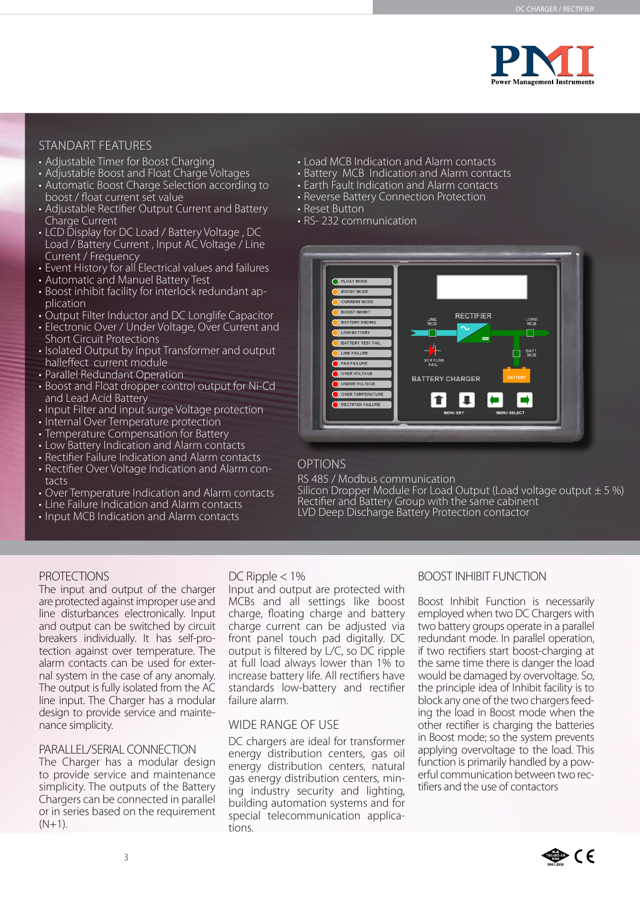## STANDART FEATURES

- Adjustable Timer for Boost Charging
- Adjustable Boost and Float Charge Voltages
- Automatic Boost Charge Selection according to boost / float current set value
- Adjustable Rectifier Output Current and Battery Charge Current
- LCD Display for DC Load / Battery Voltage , DC Load / Battery Current , Input AC Voltage / Line Current / Frequency
- Event History for all Electrical values and failures
- Automatic and Manuel Battery Test
- Boost inhibit facility for interlock redundant application
- Output Filter Inductor and DC Longlife Capacitor
- Electronic Over / Under Voltage, Over Current and Short Circuit Protections
- Isolated Output by Input Transformer and output halleffect current module
- Parallel Redundant Operation
- Boost and Float dropper control output for Ni-Cd and Lead Acid Battery
- Input Filter and input surge Voltage protection
- Internal Over Temperature protection
- Temperature Compensation for Battery
- Low Battery Indication and Alarm contacts
- Rectifier Failure Indication and Alarm contacts
- Rectifier Over Voltage Indication and Alarm contacts
- Over Temperature Indication and Alarm contacts
- Line Failure Indication and Alarm contacts
- Input MCB Indication and Alarm contacts
- Load MCB Indication and Alarm contacts
- Battery MCB Indication and Alarm contacts
- Earth Fault Indication and Alarm contacts
- Reverse Battery Connection Protection
- Reset Button
- RS- 232 communication

## OPTIONS

RS 485 / Modbus communication
Silicon Dropper Module For Load Output (Load voltage output ± 5 %)
Rectifier and Battery Group with the same cabinent
LVD Deep Discharge Battery Protection contactor

## PROTECTIONS

The input and output of the charger are protected against improper use and line disturbances electronically. Input and output can be switched by circuit breakers individually. It has self-protection against over temperature. The alarm contacts can be used for external system in the case of any anomaly. The output is fully isolated from the AC line input. The Charger has a modular design to provide service and maintenance simplicity.

## PARALLEL/SERIAL CONNECTION

The Charger has a modular design to provide service and maintenance simplicity. The outputs of the Battery Chargers can be connected in parallel or in series based on the requirement (N+1).

## DC Ripple < 1%

Input and output are protected with MCBs and all settings like boost charge, floating charge and battery charge current can be adjusted via front panel touch pad digitally. DC output is filtered by L/C, so DC ripple at full load always lower than 1% to increase battery life. All rectifiers have standards low-battery and rectifier failure alarm.

## WIDE RANGE OF USE

DC chargers are ideal for transformer energy distribution centers, gas oil energy distribution centers, natural gas energy distribution centers, mining industry security and lighting, building automation systems and for special telecommunication applications.

## BOOST INHIBIT FUNCTION

Boost Inhibit Function is necessarily employed when two DC Chargers with two battery groups operate in a parallel redundant mode. In parallel operation, if two rectifiers start boost-charging at the same time there is danger the load would be damaged by overvoltage. So, the principle idea of Inhibit facility is to block any one of the two chargers feeding the load in Boost mode when the other rectifier is charging the batteries in Boost mode; so the system prevents applying overvoltage to the load. This function is primarily handled by a powerful communication between two rectifiers and the use of contactors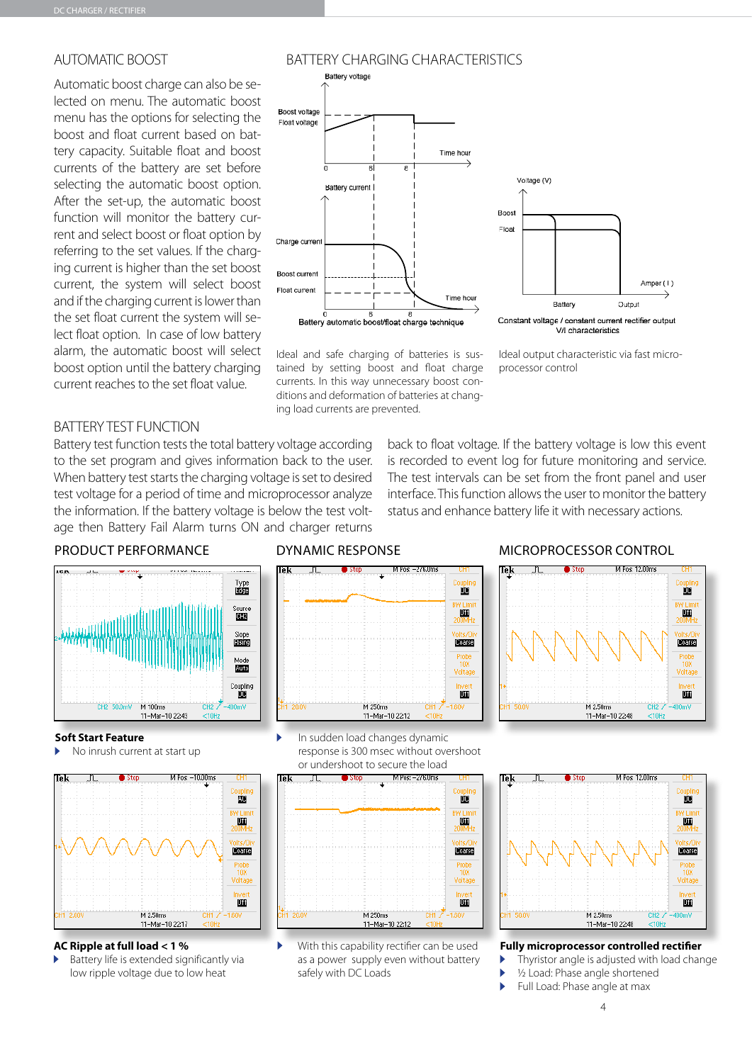## AUTOMATIC BOOST

Automatic boost charge can also be selected on menu. The automatic boost menu has the options for selecting the boost and float current based on battery capacity. Suitable float and boost currents of the battery are set before selecting the automatic boost option. After the set-up, the automatic boost function will monitor the battery current and select boost or float option by referring to the set values. If the charging current is higher than the set boost current, the system will select boost and if the charging current is lower than the set float current the system will select float option. In case of low battery alarm, the automatic boost will select boost option until the battery charging current reaches to the set float value.

## BATTERY CHARGING CHARACTERISTICS

Battery automatic boost/float charge technique

Ideal and safe charging of batteries is sustained by setting boost and float charge currents. In this way unnecessary boost conditions and deformation of batteries at changing load currents are prevented.

Constant voltage / constant current rectifier output V/I characteristics

Ideal output characteristic via fast microprocessor control

## BATTERY TEST FUNCTION

Battery test function tests the total battery voltage according to the test program and gives information back to the user. When battery test starts the charging voltage is set to desired test voltage for a period of time and microprocessor analyze the information. If the battery voltage is below the test voltage then Battery Fail Alarm turns ON and charger returns back to float voltage. If the battery voltage is low this event is recorded to event log for future monitoring and service. The test intervals can be set from the front panel and user interface. This function allows the user to monitor the battery status and enhance battery life with necessary actions.

## PRODUCT PERFORMANCE

**Soft Start Feature**

- No inrush current at start up

**AC Ripple at full load < 1 %**

- Battery life is extended significantly via low ripple voltage due to low heat

## DYNAMIC RESPONSE

- In sudden load changes dynamic response is 300 msec without overshoot or undershoot to secure the load

- With this capability rectifier can be used as a power supply even without battery safely with DC Loads

## MICROPROCESSOR CONTROL

**Fully microprocessor controlled rectifier**

- Thyristor angle is adjusted with load change
- ½ Load: Phase angle shortened
- Full Load: Phase angle at max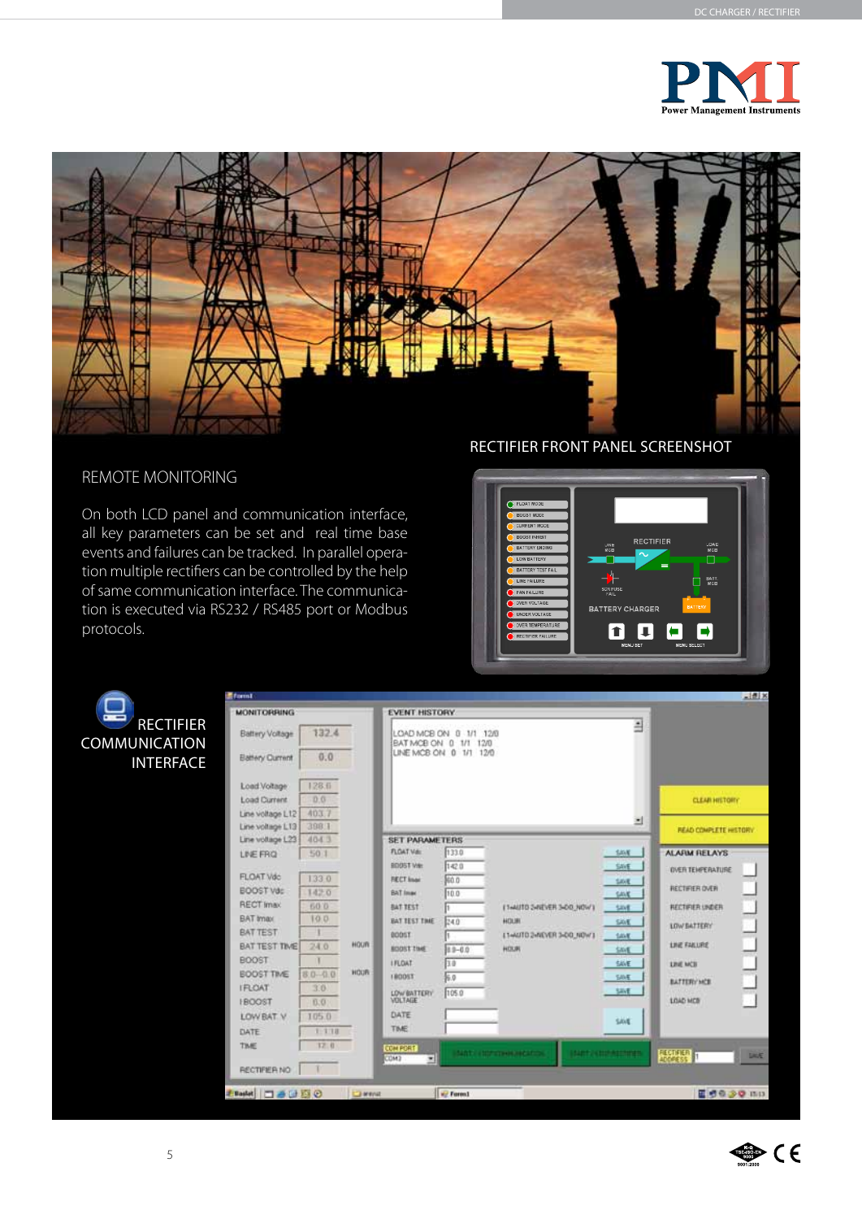## REMOTE MONITORING

On both LCD panel and communication interface, all key parameters can be set and real time base events and failures can be tracked. In parallel operation multiple rectifiers can be controlled by the help of same communication interface. The communication is executed via RS232 / RS485 port or Modbus protocols.

RECTIFIER FRONT PANEL SCREENSHOT

RECTIFIER COMMUNICATION INTERFACE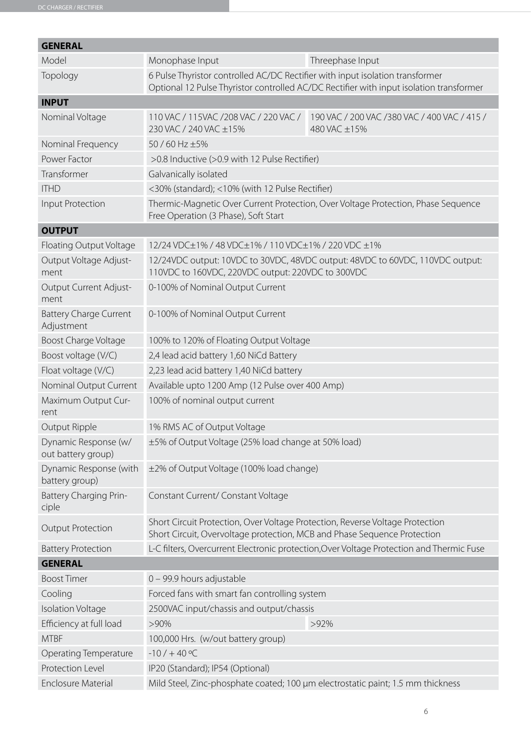| GENERAL | | |
|---|---|---|
| Model | Monophase Input | Threephase Input |
| Topology | 6 Pulse Thyristor controlled AC/DC Rectifier with input isolation transformer<br>Optional 12 Pulse Thyristor controlled AC/DC Rectifier with input isolation transformer | |
| **INPUT** | | |
| Nominal Voltage | 110 VAC / 115VAC /208 VAC / 220 VAC / 230 VAC / 240 VAC ±15% | 190 VAC / 200 VAC /380 VAC / 400 VAC / 415 / 480 VAC ±15% |
| Nominal Frequency | 50 / 60 Hz ±5% | |
| Power Factor | >0.8 Inductive (>0.9 with 12 Pulse Rectifier) | |
| Transformer | Galvanically isolated | |
| ITHD | <30% (standard); <10% (with 12 Pulse Rectifier) | |
| Input Protection | Thermic-Magnetic Over Current Protection, Over Voltage Protection, Phase Sequence Free Operation (3 Phase), Soft Start | |
| **OUTPUT** | | |
| Floating Output Voltage | 12/24 VDC±1% / 48 VDC±1% / 110 VDC±1% / 220 VDC ±1% | |
| Output Voltage Adjustment | 12/24VDC output: 10VDC to 30VDC, 48VDC output: 48VDC to 60VDC, 110VDC output: 110VDC to 160VDC, 220VDC output: 220VDC to 300VDC | |
| Output Current Adjustment | 0-100% of Nominal Output Current | |
| Battery Charge Current Adjustment | 0-100% of Nominal Output Current | |
| Boost Charge Voltage | 100% to 120% of Floating Output Voltage | |
| Boost voltage (V/C) | 2,4 lead acid battery 1,60 NiCd Battery | |
| Float voltage (V/C) | 2,23 lead acid battery 1,40 NiCd battery | |
| Nominal Output Current | Available upto 1200 Amp (12 Pulse over 400 Amp) | |
| Maximum Output Current | 100% of nominal output current | |
| Output Ripple | 1% RMS AC of Output Voltage | |
| Dynamic Response (w/out battery group) | ±5% of Output Voltage (25% load change at 50% load) | |
| Dynamic Response (with battery group) | ±2% of Output Voltage (100% load change) | |
| Battery Charging Principle | Constant Current/ Constant Voltage | |
| Output Protection | Short Circuit Protection, Over Voltage Protection, Reverse Voltage Protection<br>Short Circuit, Overvoltage protection, MCB and Phase Sequence Protection | |
| Battery Protection | L-C filters, Overcurrent Electronic protection,Over Voltage Protection and Thermic Fuse | |
| **GENERAL** | | |
| Boost Timer | 0 – 99.9 hours adjustable | |
| Cooling | Forced fans with smart fan controlling system | |
| Isolation Voltage | 2500VAC input/chassis and output/chassis | |
| Efficiency at full load | >90% | >92% |
| MTBF | 100,000 Hrs. (w/out battery group) | |
| Operating Temperature | -10 / + 40 ºC | |
| Protection Level | IP20 (Standard); IP54 (Optional) | |
| Enclosure Material | Mild Steel, Zinc-phosphate coated; 100 µm electrostatic paint; 1.5 mm thickness | |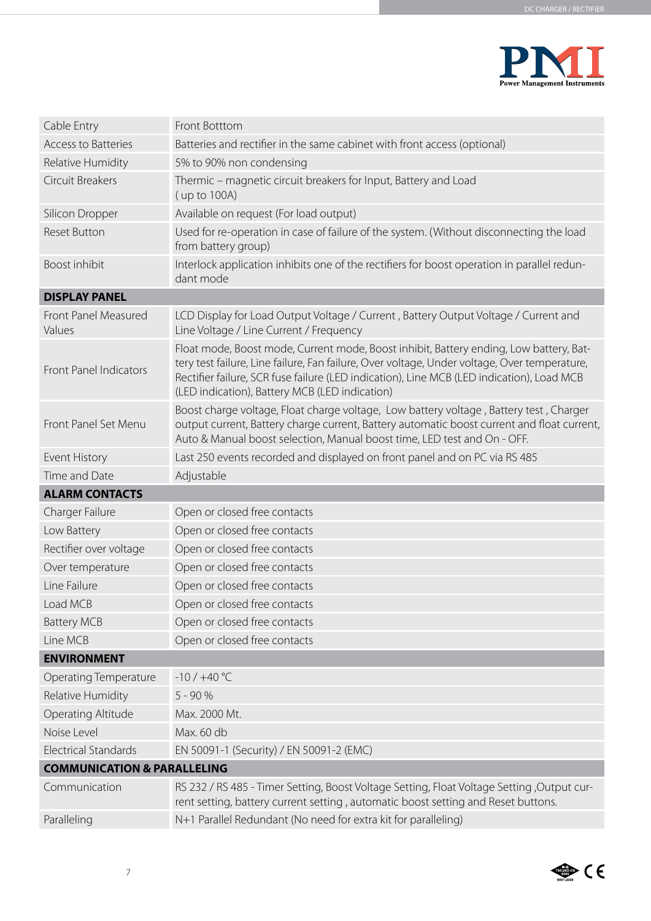| | |
|---|---|
| Cable Entry | Front Botttom |
| Access to Batteries | Batteries and rectifier in the same cabinet with front access (optional) |
| Relative Humidity | 5% to 90% non condensing |
| Circuit Breakers | Thermic – magnetic circuit breakers for Input, Battery and Load ( up to 100A) |
| Silicon Dropper | Available on request (For load output) |
| Reset Button | Used for re-operation in case of failure of the system. (Without disconnecting the load from battery group) |
| Boost inhibit | Interlock application inhibits one of the rectifiers for boost operation in parallel redundant mode |
| **DISPLAY PANEL** | |
| Front Panel Measured Values | LCD Display for Load Output Voltage / Current , Battery Output Voltage / Current and Line Voltage / Line Current / Frequency |
| Front Panel Indicators | Float mode, Boost mode, Current mode, Boost inhibit, Battery ending, Low battery, Battery test failure, Line failure, Fan failure, Over voltage, Under voltage, Over temperature, Rectifier failure, SCR fuse failure (LED indication), Line MCB (LED indication), Load MCB (LED indication), Battery MCB (LED indication) |
| Front Panel Set Menu | Boost charge voltage, Float charge voltage, Low battery voltage , Battery test , Charger output current, Battery charge current, Battery automatic boost current and float current, Auto & Manual boost selection, Manual boost time, LED test and On - OFF. |
| Event History | Last 250 events recorded and displayed on front panel and on PC via RS 485 |
| Time and Date | Adjustable |
| **ALARM CONTACTS** | |
| Charger Failure | Open or closed free contacts |
| Low Battery | Open or closed free contacts |
| Rectifier over voltage | Open or closed free contacts |
| Over temperature | Open or closed free contacts |
| Line Failure | Open or closed free contacts |
| Load MCB | Open or closed free contacts |
| Battery MCB | Open or closed free contacts |
| Line MCB | Open or closed free contacts |
| **ENVIRONMENT** | |
| Operating Temperature | -10 / +40 °C |
| Relative Humidity | 5 - 90 % |
| Operating Altitude | Max. 2000 Mt. |
| Noise Level | Max. 60 db |
| Electrical Standards | EN 50091-1 (Security) / EN 50091-2 (EMC) |
| **COMMUNICATION & PARALLELING** | |
| Communication | RS 232 / RS 485 - Timer Setting, Boost Voltage Setting, Float Voltage Setting ,Output current setting, battery current setting , automatic boost setting and Reset buttons. |
| Paralleling | N+1 Parallel Redundant (No need for extra kit for paralleling) |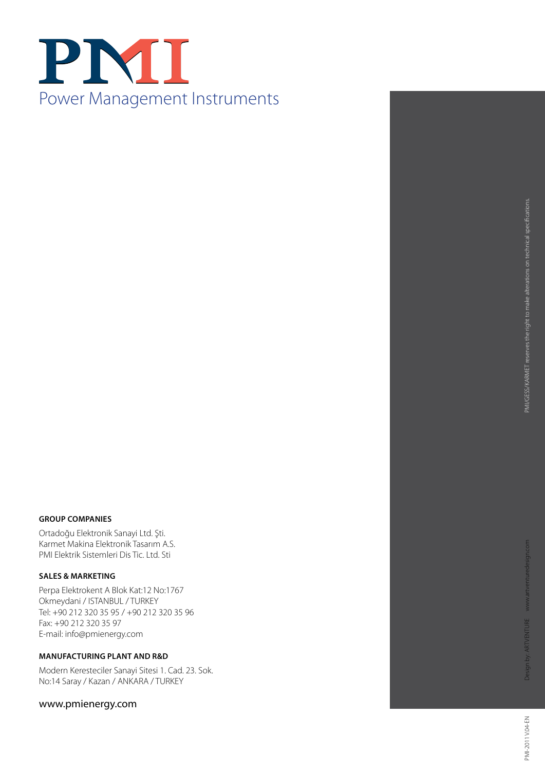# PMI

Power Management Instruments

**GROUP COMPANIES**

Ortadoğu Elektronik Sanayi Ltd. Şti.
Karmet Makina Elektronik Tasarım A.S.
PMI Elektrik Sistemleri Dis Tic. Ltd. Sti

**SALES & MARKETING**

Perpa Elektrokent A Blok Kat:12 No:1767
Okmeydani / ISTANBUL / TURKEY
Tel: +90 212 320 35 95 / +90 212 320 35 96
Fax: +90 212 320 35 97
E-mail: info@pmienergy.com

**MANUFACTURING PLANT AND R&D**

Modern Keresteciler Sanayi Sitesi 1. Cad. 23. Sok.
No:14 Saray / Kazan / ANKARA / TURKEY

www.pmienergy.com

PMI/GESS/KARMET reserves the right to make alterations on technical specifications.

Design by: ARTVENTURE www.artventuredesign.com

PMI-2011 V.04-EN